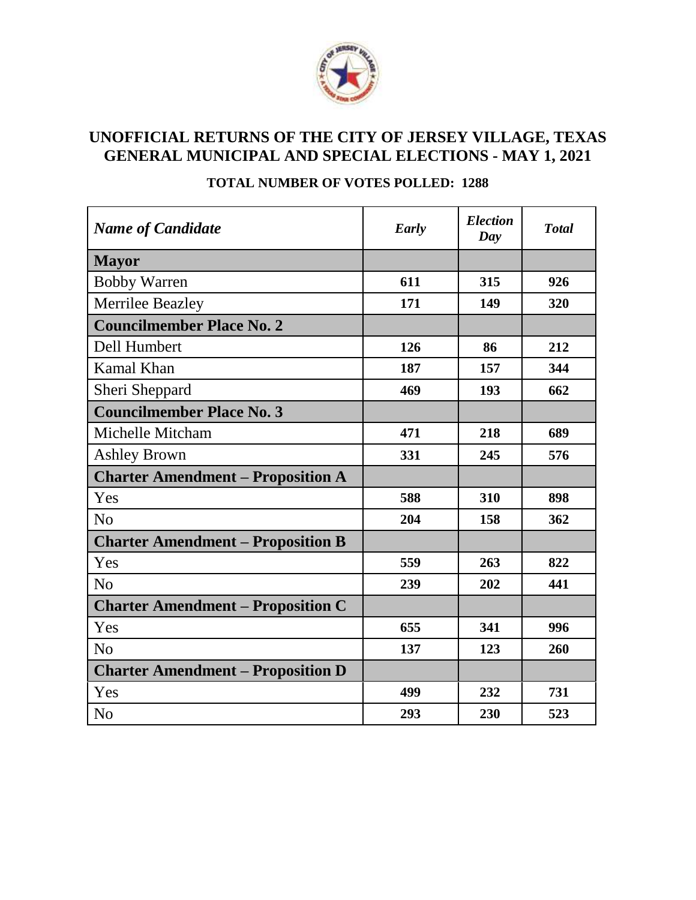# UNOFFICIAL RETURNS OF THE CITY OF JERSEY VILLAGE, TEXAS
# GENERAL MUNICIPAL AND SPECIAL ELECTIONS - MAY 1, 2021

**TOTAL NUMBER OF VOTES POLLED: 1288**

| *Name of Candidate* | *Early* | *Election Day* | *Total* |
|---|---|---|---|
| **Mayor** | | | |
| Bobby Warren | **611** | **315** | **926** |
| Merrilee Beazley | **171** | **149** | **320** |
| **Councilmember Place No. 2** | | | |
| Dell Humbert | **126** | **86** | **212** |
| Kamal Khan | **187** | **157** | **344** |
| Sheri Sheppard | **469** | **193** | **662** |
| **Councilmember Place No. 3** | | | |
| Michelle Mitcham | **471** | **218** | **689** |
| Ashley Brown | **331** | **245** | **576** |
| **Charter Amendment – Proposition A** | | | |
| Yes | **588** | **310** | **898** |
| No | **204** | **158** | **362** |
| **Charter Amendment – Proposition B** | | | |
| Yes | **559** | **263** | **822** |
| No | **239** | **202** | **441** |
| **Charter Amendment – Proposition C** | | | |
| Yes | **655** | **341** | **996** |
| No | **137** | **123** | **260** |
| **Charter Amendment – Proposition D** | | | |
| Yes | **499** | **232** | **731** |
| No | **293** | **230** | **523** |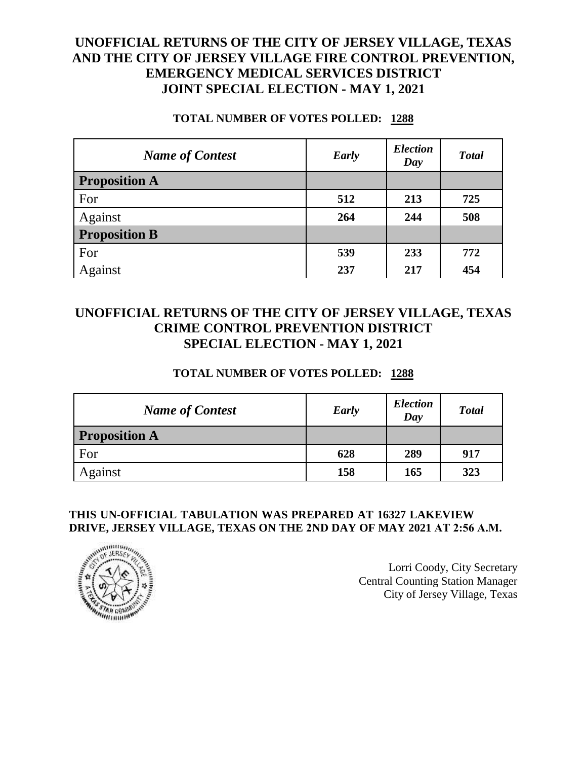# UNOFFICIAL RETURNS OF THE CITY OF JERSEY VILLAGE, TEXAS AND THE CITY OF JERSEY VILLAGE FIRE CONTROL PREVENTION, EMERGENCY MEDICAL SERVICES DISTRICT JOINT SPECIAL ELECTION - MAY 1, 2021

**TOTAL NUMBER OF VOTES POLLED: 1288**

| *Name of Contest* | *Early* | *Election Day* | *Total* |
|---|---|---|---|
| **Proposition A** | | | |
| For | **512** | **213** | **725** |
| Against | **264** | **244** | **508** |
| **Proposition B** | | | |
| For | **539** | **233** | **772** |
| Against | **237** | **217** | **454** |

# UNOFFICIAL RETURNS OF THE CITY OF JERSEY VILLAGE, TEXAS CRIME CONTROL PREVENTION DISTRICT SPECIAL ELECTION - MAY 1, 2021

**TOTAL NUMBER OF VOTES POLLED: 1288**

| *Name of Contest* | *Early* | *Election Day* | *Total* |
|---|---|---|---|
| **Proposition A** | | | |
| For | **628** | **289** | **917** |
| Against | **158** | **165** | **323** |

**THIS UN-OFFICIAL TABULATION WAS PREPARED AT 16327 LAKEVIEW DRIVE, JERSEY VILLAGE, TEXAS ON THE 2ND DAY OF MAY 2021 AT 2:56 A.M.**

Lorri Coody, City Secretary
Central Counting Station Manager
City of Jersey Village, Texas